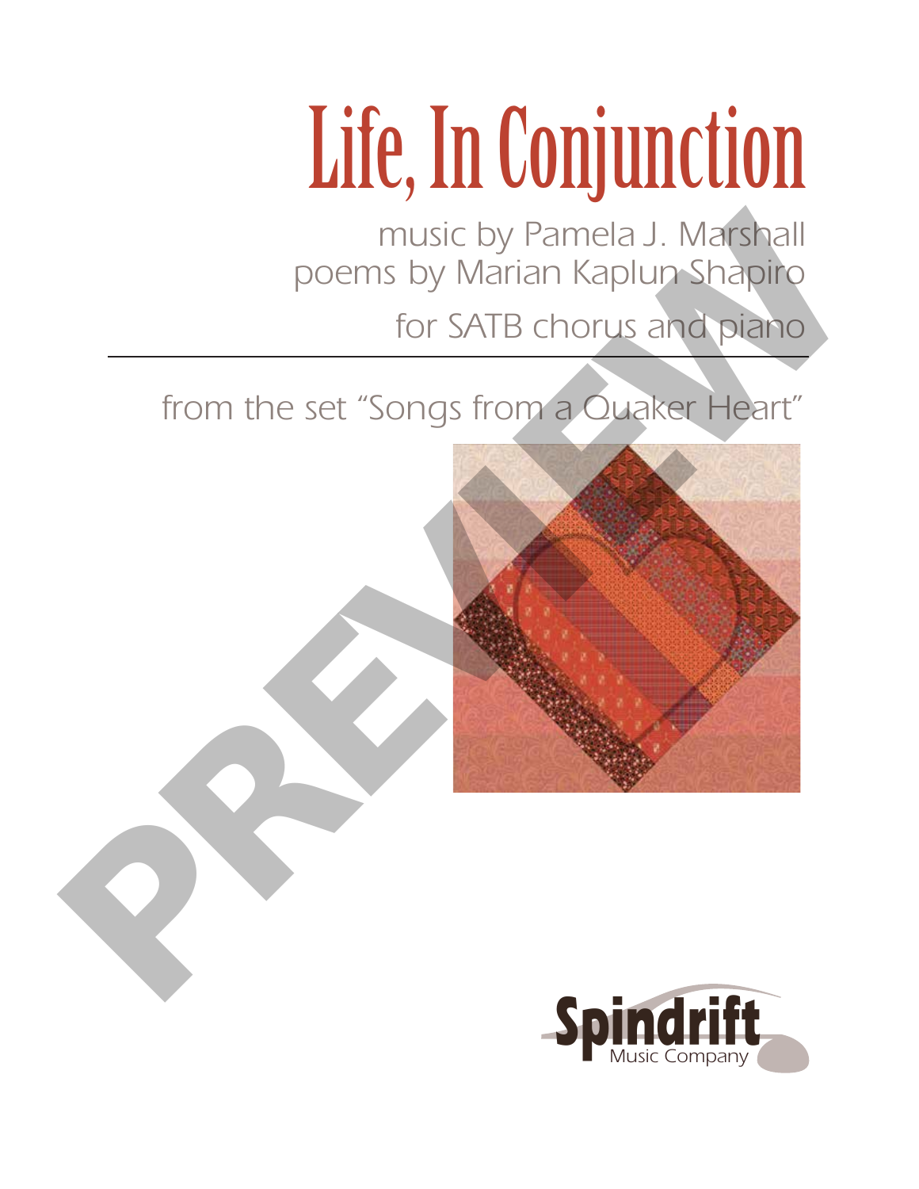# Life, In Conjunction

music by Pamela J. Marshall
poems by Marian Kaplun Shapiro
for SATB chorus and piano

---

from the set "Songs from a Quaker Heart"

Spindrift
Music Company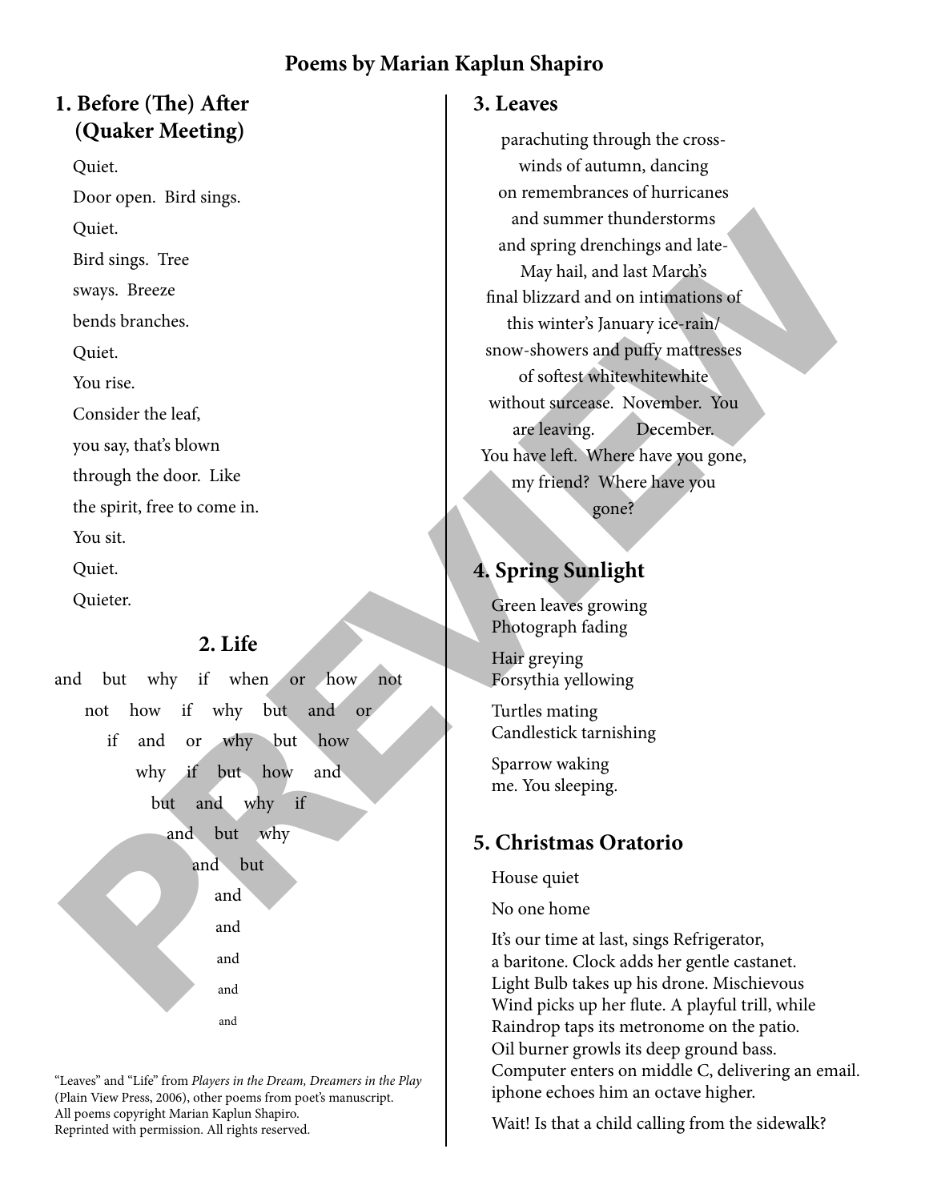# Poems by Marian Kaplun Shapiro

## 1. Before (The) After (Quaker Meeting)

Quiet.

Door open. Bird sings.

Quiet.

Bird sings. Tree

sways. Breeze

bends branches.

Quiet.

You rise.

Consider the leaf,

you say, that's blown

through the door. Like

the spirit, free to come in.

You sit.

Quiet.

Quieter.

## 2. Life

and but why if when or how not

not how if why but and or

if and or why but how

why if but how and

but and why if

and but why

and but

and

and

and

and

and

"Leaves" and "Life" from *Players in the Dream, Dreamers in the Play* (Plain View Press, 2006), other poems from poet's manuscript. All poems copyright Marian Kaplun Shapiro. Reprinted with permission. All rights reserved.

## 3. Leaves

parachuting through the cross-
winds of autumn, dancing
on remembrances of hurricanes
and summer thunderstorms
and spring drenchings and late-
May hail, and last March's
final blizzard and on intimations of
this winter's January ice-rain/
snow-showers and puffy mattresses
of softest whitewhitewhite
without surcease. November. You
are leaving. December.
You have left. Where have you gone,
my friend? Where have you
gone?

## 4. Spring Sunlight

Green leaves growing
Photograph fading

Hair greying
Forsythia yellowing

Turtles mating
Candlestick tarnishing

Sparrow waking
me. You sleeping.

## 5. Christmas Oratorio

House quiet

No one home

It's our time at last, sings Refrigerator,
a baritone. Clock adds her gentle castanet.
Light Bulb takes up his drone. Mischievous
Wind picks up her flute. A playful trill, while
Raindrop taps its metronome on the patio.
Oil burner growls its deep ground bass.
Computer enters on middle C, delivering an email.
iphone echoes him an octave higher.

Wait! Is that a child calling from the sidewalk?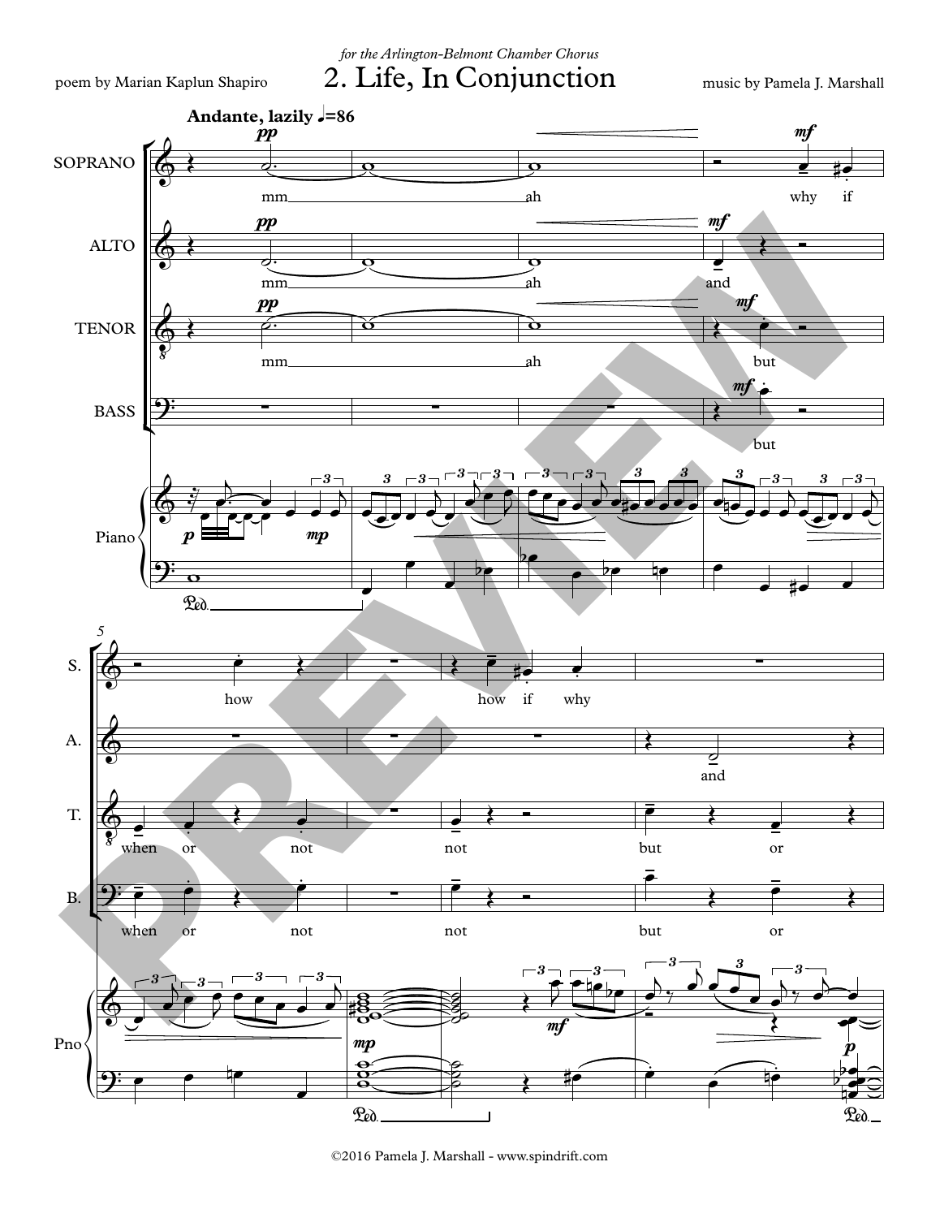*for the Arlington-Belmont Chamber Chorus*

poem by Marian Kaplun Shapiro

# 2. Life, In Conjunction

music by Pamela J. Marshall

©2016 Pamela J. Marshall - www.spindrift.com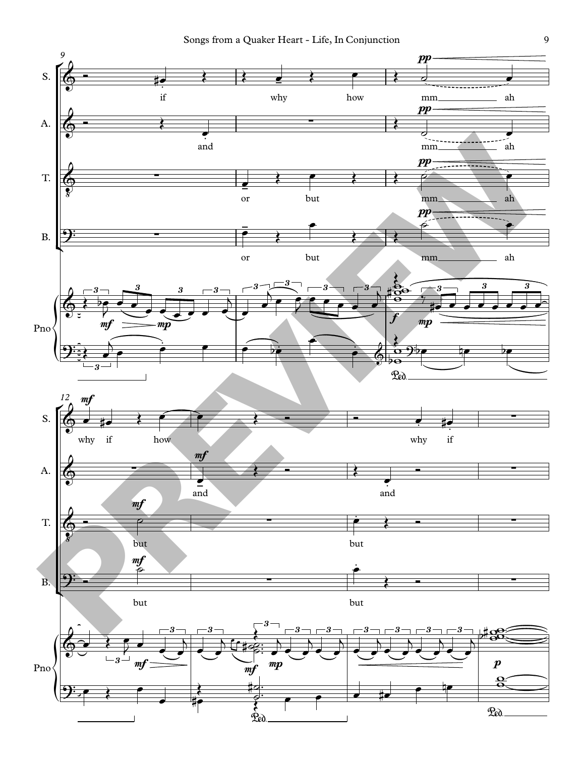9

S. if why how mm ah

A. and mm ah

T. or but mm ah

B. or but mm ah

Pno

12

S. why if how why if

A. and and

T. but but

B. but but

Pno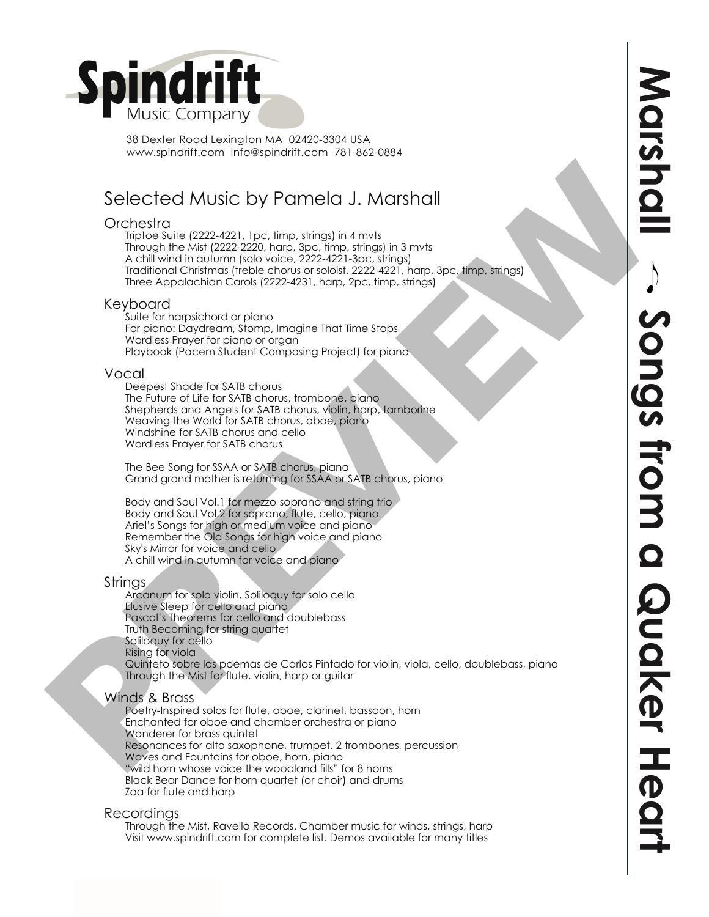**Spindrift**
Music Company

38 Dexter Road Lexington MA 02420-3304 USA
www.spindrift.com info@spindrift.com 781-862-0884

# Selected Music by Pamela J. Marshall

## Orchestra

- Triptoe Suite (2222-4221, 1pc, timp, strings) in 4 mvts
- Through the Mist (2222-2220, harp, 3pc, timp, strings) in 3 mvts
- A chill wind in autumn (solo voice, 2222-4221-3pc, strings)
- Traditional Christmas (treble chorus or soloist, 2222-4221, harp, 3pc, timp, strings)
- Three Appalachian Carols (2222-4231, harp, 2pc, timp, strings)

## Keyboard

- Suite for harpsichord or piano
- For piano: Daydream, Stomp, Imagine That Time Stops
- Wordless Prayer for piano or organ
- Playbook (Pacem Student Composing Project) for piano

## Vocal

- Deepest Shade for SATB chorus
- The Future of Life for SATB chorus, trombone, piano
- Shepherds and Angels for SATB chorus, violin, harp, tamborine
- Weaving the World for SATB chorus, oboe, piano
- Windshine for SATB chorus and cello
- Wordless Prayer for SATB chorus

- The Bee Song for SSAA or SATB chorus, piano
- Grand grand mother is returning for SSAA or SATB chorus, piano

- Body and Soul Vol.1 for mezzo-soprano and string trio
- Body and Soul Vol.2 for soprano, flute, cello, piano
- Ariel's Songs for high or medium voice and piano
- Remember the Old Songs for high voice and piano
- Sky's Mirror for voice and cello
- A chill wind in autumn for voice and piano

## Strings

- Arcanum for solo violin, Soliloquy for solo cello
- Elusive Sleep for cello and piano
- Pascal's Theorems for cello and doublebass
- Truth Becoming for string quartet
- Soliloquy for cello
- Rising for viola
- Quinteto sobre las poemas de Carlos Pintado for violin, viola, cello, doublebass, piano
- Through the Mist for flute, violin, harp or guitar

## Winds & Brass

- Poetry-Inspired solos for flute, oboe, clarinet, bassoon, horn
- Enchanted for oboe and chamber orchestra or piano
- Wanderer for brass quintet
- Resonances for alto saxophone, trumpet, 2 trombones, percussion
- Waves and Fountains for oboe, horn, piano
- "wild horn whose voice the woodland fills" for 8 horns
- Black Bear Dance for horn quartet (or choir) and drums
- Zoa for flute and harp

## Recordings

- Through the Mist, Ravello Records. Chamber music for winds, strings, harp
- Visit www.spindrift.com for complete list. Demos available for many titles